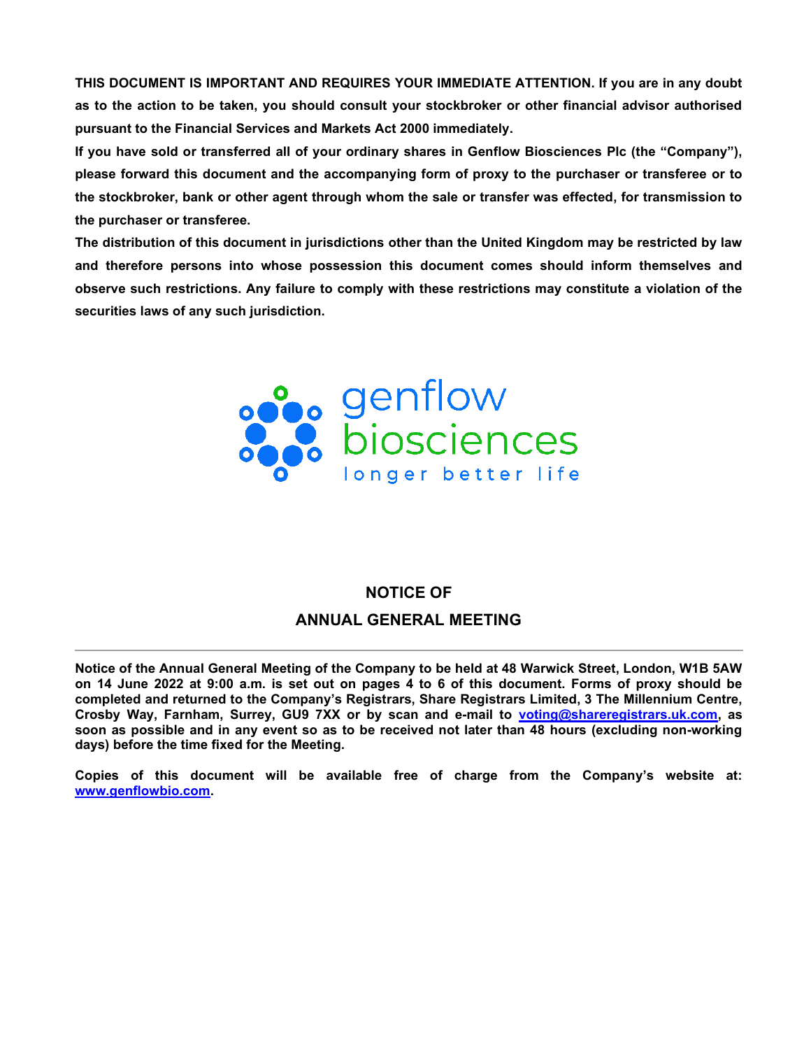**THIS DOCUMENT IS IMPORTANT AND REQUIRES YOUR IMMEDIATE ATTENTION. If you are in any doubt as to the action to be taken, you should consult your stockbroker or other financial advisor authorised pursuant to the Financial Services and Markets Act 2000 immediately.**

**If you have sold or transferred all of your ordinary shares in Genflow Biosciences Plc (the "Company"), please forward this document and the accompanying form of proxy to the purchaser or transferee or to the stockbroker, bank or other agent through whom the sale or transfer was effected, for transmission to the purchaser or transferee.**

**The distribution of this document in jurisdictions other than the United Kingdom may be restricted by law and therefore persons into whose possession this document comes should inform themselves and observe such restrictions. Any failure to comply with these restrictions may constitute a violation of the securities laws of any such jurisdiction.**

genflow biosciences

longer better life

# NOTICE OF ANNUAL GENERAL MEETING

---

**Notice of the Annual General Meeting of the Company to be held at 48 Warwick Street, London, W1B 5AW on 14 June 2022 at 9:00 a.m. is set out on pages 4 to 6 of this document. Forms of proxy should be completed and returned to the Company's Registrars, Share Registrars Limited, 3 The Millennium Centre, Crosby Way, Farnham, Surrey, GU9 7XX or by scan and e-mail to voting@shareregistrars.uk.com, as soon as possible and in any event so as to be received not later than 48 hours (excluding non-working days) before the time fixed for the Meeting.**

**Copies of this document will be available free of charge from the Company's website at: www.genflowbio.com.**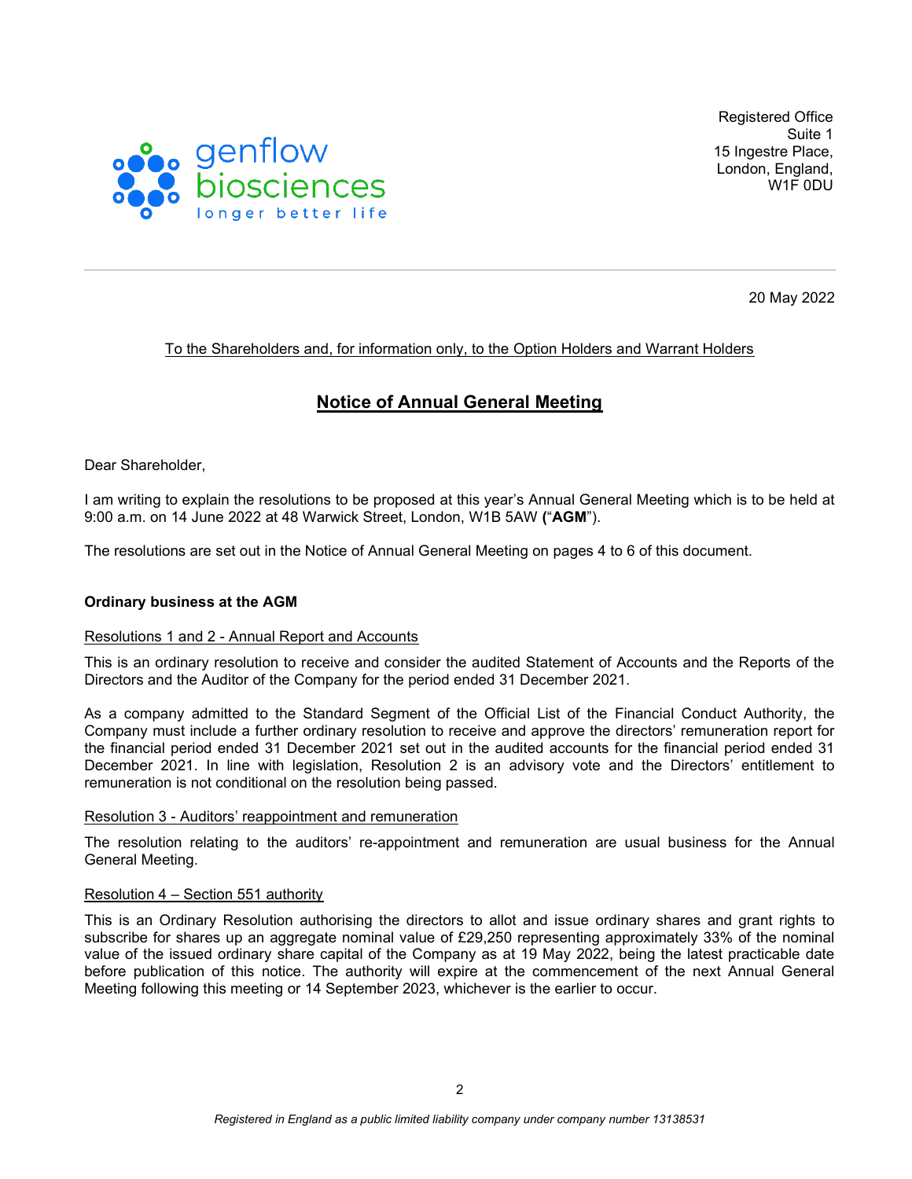genflow biosciences
longer better life

Registered Office
Suite 1
15 Ingestre Place,
London, England,
W1F 0DU

20 May 2022

To the Shareholders and, for information only, to the Option Holders and Warrant Holders

# Notice of Annual General Meeting

Dear Shareholder,

I am writing to explain the resolutions to be proposed at this year's Annual General Meeting which is to be held at 9:00 a.m. on 14 June 2022 at 48 Warwick Street, London, W1B 5AW (“**AGM**”).

The resolutions are set out in the Notice of Annual General Meeting on pages 4 to 6 of this document.

### Ordinary business at the AGM

Resolutions 1 and 2 - Annual Report and Accounts

This is an ordinary resolution to receive and consider the audited Statement of Accounts and the Reports of the Directors and the Auditor of the Company for the period ended 31 December 2021.

As a company admitted to the Standard Segment of the Official List of the Financial Conduct Authority, the Company must include a further ordinary resolution to receive and approve the directors' remuneration report for the financial period ended 31 December 2021 set out in the audited accounts for the financial period ended 31 December 2021. In line with legislation, Resolution 2 is an advisory vote and the Directors' entitlement to remuneration is not conditional on the resolution being passed.

Resolution 3 - Auditors' reappointment and remuneration

The resolution relating to the auditors' re-appointment and remuneration are usual business for the Annual General Meeting.

Resolution 4 – Section 551 authority

This is an Ordinary Resolution authorising the directors to allot and issue ordinary shares and grant rights to subscribe for shares up an aggregate nominal value of £29,250 representing approximately 33% of the nominal value of the issued ordinary share capital of the Company as at 19 May 2022, being the latest practicable date before publication of this notice. The authority will expire at the commencement of the next Annual General Meeting following this meeting or 14 September 2023, whichever is the earlier to occur.

*Registered in England as a public limited liability company under company number 13138531*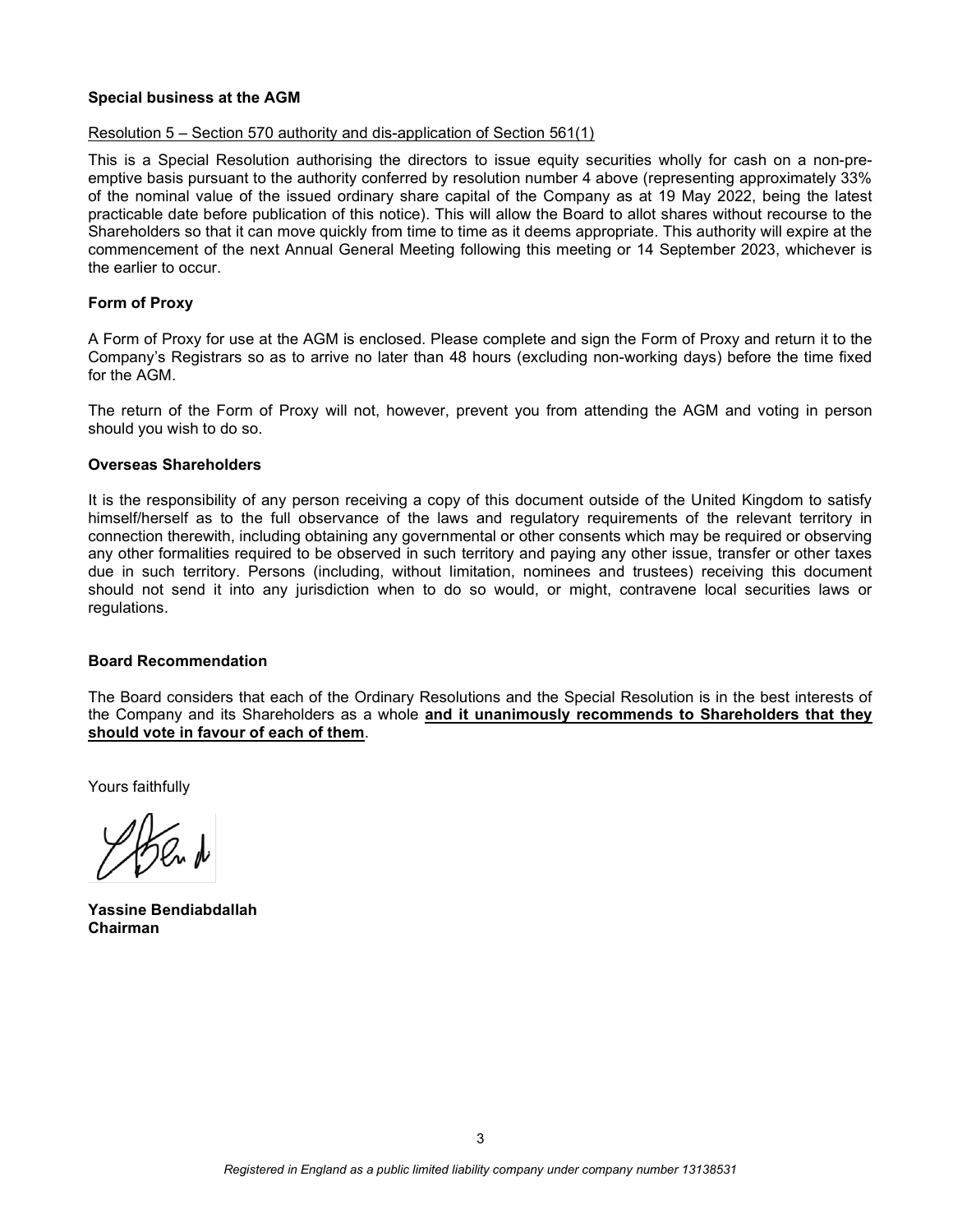**Special business at the AGM**

Resolution 5 – Section 570 authority and dis-application of Section 561(1)

This is a Special Resolution authorising the directors to issue equity securities wholly for cash on a non-pre-emptive basis pursuant to the authority conferred by resolution number 4 above (representing approximately 33% of the nominal value of the issued ordinary share capital of the Company as at 19 May 2022, being the latest practicable date before publication of this notice). This will allow the Board to allot shares without recourse to the Shareholders so that it can move quickly from time to time as it deems appropriate. This authority will expire at the commencement of the next Annual General Meeting following this meeting or 14 September 2023, whichever is the earlier to occur.

**Form of Proxy**

A Form of Proxy for use at the AGM is enclosed. Please complete and sign the Form of Proxy and return it to the Company's Registrars so as to arrive no later than 48 hours (excluding non-working days) before the time fixed for the AGM.

The return of the Form of Proxy will not, however, prevent you from attending the AGM and voting in person should you wish to do so.

**Overseas Shareholders**

It is the responsibility of any person receiving a copy of this document outside of the United Kingdom to satisfy himself/herself as to the full observance of the laws and regulatory requirements of the relevant territory in connection therewith, including obtaining any governmental or other consents which may be required or observing any other formalities required to be observed in such territory and paying any other issue, transfer or other taxes due in such territory. Persons (including, without limitation, nominees and trustees) receiving this document should not send it into any jurisdiction when to do so would, or might, contravene local securities laws or regulations.

**Board Recommendation**

The Board considers that each of the Ordinary Resolutions and the Special Resolution is in the best interests of the Company and its Shareholders as a whole **and it unanimously recommends to Shareholders that they should vote in favour of each of them**.

Yours faithfully

**Yassine Bendiabdallah**
**Chairman**

*Registered in England as a public limited liability company under company number 13138531*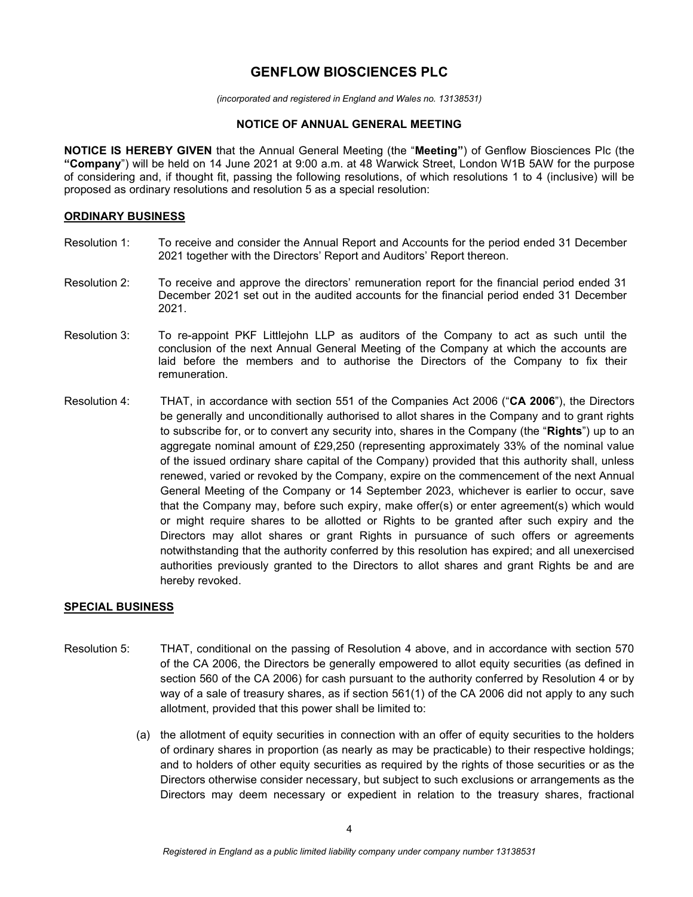# GENFLOW BIOSCIENCES PLC

*(incorporated and registered in England and Wales no. 13138531)*

## NOTICE OF ANNUAL GENERAL MEETING

**NOTICE IS HEREBY GIVEN** that the Annual General Meeting (the "**Meeting"**) of Genflow Biosciences Plc (the **"Company**") will be held on 14 June 2021 at 9:00 a.m. at 48 Warwick Street, London W1B 5AW for the purpose of considering and, if thought fit, passing the following resolutions, of which resolutions 1 to 4 (inclusive) will be proposed as ordinary resolutions and resolution 5 as a special resolution:

### ORDINARY BUSINESS

Resolution 1: To receive and consider the Annual Report and Accounts for the period ended 31 December 2021 together with the Directors' Report and Auditors' Report thereon.

Resolution 2: To receive and approve the directors' remuneration report for the financial period ended 31 December 2021 set out in the audited accounts for the financial period ended 31 December 2021.

Resolution 3: To re-appoint PKF Littlejohn LLP as auditors of the Company to act as such until the conclusion of the next Annual General Meeting of the Company at which the accounts are laid before the members and to authorise the Directors of the Company to fix their remuneration.

Resolution 4: THAT, in accordance with section 551 of the Companies Act 2006 ("**CA 2006**"), the Directors be generally and unconditionally authorised to allot shares in the Company and to grant rights to subscribe for, or to convert any security into, shares in the Company (the "**Rights**") up to an aggregate nominal amount of £29,250 (representing approximately 33% of the nominal value of the issued ordinary share capital of the Company) provided that this authority shall, unless renewed, varied or revoked by the Company, expire on the commencement of the next Annual General Meeting of the Company or 14 September 2023, whichever is earlier to occur, save that the Company may, before such expiry, make offer(s) or enter agreement(s) which would or might require shares to be allotted or Rights to be granted after such expiry and the Directors may allot shares or grant Rights in pursuance of such offers or agreements notwithstanding that the authority conferred by this resolution has expired; and all unexercised authorities previously granted to the Directors to allot shares and grant Rights be and are hereby revoked.

### SPECIAL BUSINESS

Resolution 5: THAT, conditional on the passing of Resolution 4 above, and in accordance with section 570 of the CA 2006, the Directors be generally empowered to allot equity securities (as defined in section 560 of the CA 2006) for cash pursuant to the authority conferred by Resolution 4 or by way of a sale of treasury shares, as if section 561(1) of the CA 2006 did not apply to any such allotment, provided that this power shall be limited to:

(a) the allotment of equity securities in connection with an offer of equity securities to the holders of ordinary shares in proportion (as nearly as may be practicable) to their respective holdings; and to holders of other equity securities as required by the rights of those securities or as the Directors otherwise consider necessary, but subject to such exclusions or arrangements as the Directors may deem necessary or expedient in relation to the treasury shares, fractional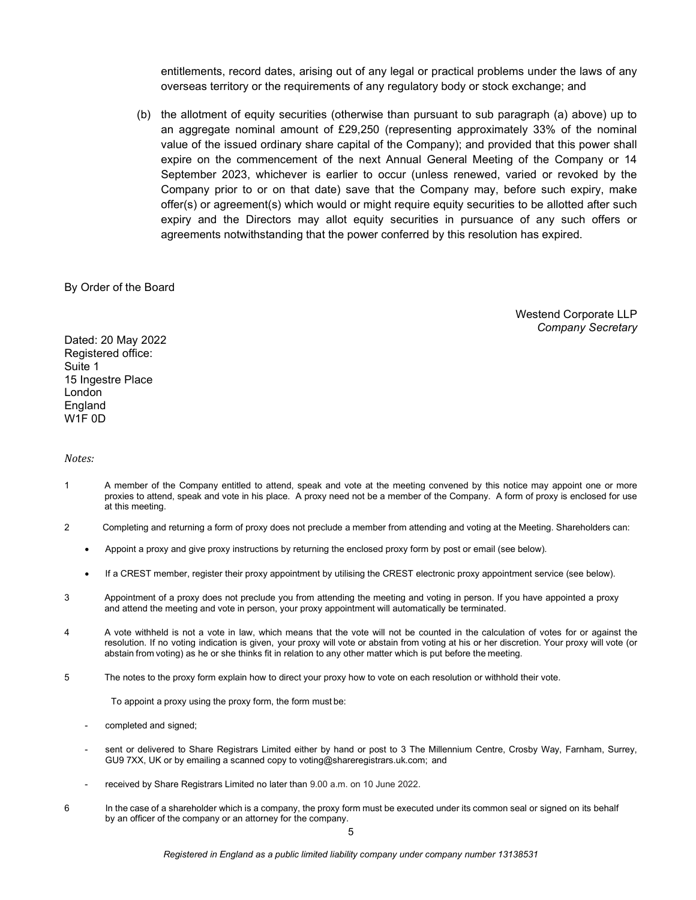entitlements, record dates, arising out of any legal or practical problems under the laws of any overseas territory or the requirements of any regulatory body or stock exchange; and

(b) the allotment of equity securities (otherwise than pursuant to sub paragraph (a) above) up to an aggregate nominal amount of £29,250 (representing approximately 33% of the nominal value of the issued ordinary share capital of the Company); and provided that this power shall expire on the commencement of the next Annual General Meeting of the Company or 14 September 2023, whichever is earlier to occur (unless renewed, varied or revoked by the Company prior to or on that date) save that the Company may, before such expiry, make offer(s) or agreement(s) which would or might require equity securities to be allotted after such expiry and the Directors may allot equity securities in pursuance of any such offers or agreements notwithstanding that the power conferred by this resolution has expired.

By Order of the Board

Westend Corporate LLP
*Company Secretary*

Dated: 20 May 2022
Registered office:
Suite 1
15 Ingestre Place
London
England
W1F 0D

*Notes:*

1 A member of the Company entitled to attend, speak and vote at the meeting convened by this notice may appoint one or more proxies to attend, speak and vote in his place. A proxy need not be a member of the Company. A form of proxy is enclosed for use at this meeting.

2 Completing and returning a form of proxy does not preclude a member from attending and voting at the Meeting. Shareholders can:

- Appoint a proxy and give proxy instructions by returning the enclosed proxy form by post or email (see below).
- If a CREST member, register their proxy appointment by utilising the CREST electronic proxy appointment service (see below).

3 Appointment of a proxy does not preclude you from attending the meeting and voting in person. If you have appointed a proxy and attend the meeting and vote in person, your proxy appointment will automatically be terminated.

4 A vote withheld is not a vote in law, which means that the vote will not be counted in the calculation of votes for or against the resolution. If no voting indication is given, your proxy will vote or abstain from voting at his or her discretion. Your proxy will vote (or abstain from voting) as he or she thinks fit in relation to any other matter which is put before the meeting.

5 The notes to the proxy form explain how to direct your proxy how to vote on each resolution or withhold their vote.

To appoint a proxy using the proxy form, the form must be:

- completed and signed;
- sent or delivered to Share Registrars Limited either by hand or post to 3 The Millennium Centre, Crosby Way, Farnham, Surrey, GU9 7XX, UK or by emailing a scanned copy to voting@shareregistrars.uk.com; and
- received by Share Registrars Limited no later than 9.00 a.m. on 10 June 2022.

6 In the case of a shareholder which is a company, the proxy form must be executed under its common seal or signed on its behalf by an officer of the company or an attorney for the company.

*Registered in England as a public limited liability company under company number 13138531*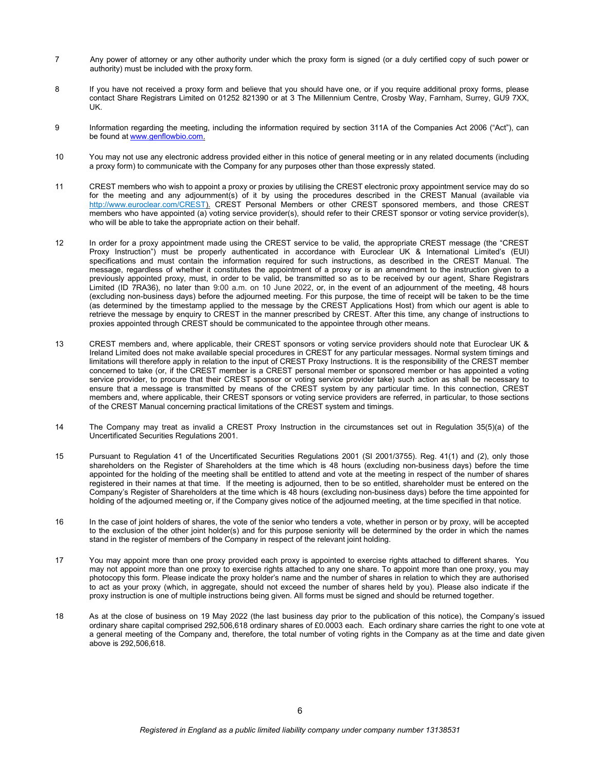7 Any power of attorney or any other authority under which the proxy form is signed (or a duly certified copy of such power or authority) must be included with the proxy form.

8 If you have not received a proxy form and believe that you should have one, or if you require additional proxy forms, please contact Share Registrars Limited on 01252 821390 or at 3 The Millennium Centre, Crosby Way, Farnham, Surrey, GU9 7XX, UK.

9 Information regarding the meeting, including the information required by section 311A of the Companies Act 2006 ("Act"), can be found at www.genflowbio.com.

10 You may not use any electronic address provided either in this notice of general meeting or in any related documents (including a proxy form) to communicate with the Company for any purposes other than those expressly stated.

11 CREST members who wish to appoint a proxy or proxies by utilising the CREST electronic proxy appointment service may do so for the meeting and any adjournment(s) of it by using the procedures described in the CREST Manual (available via http://www.euroclear.com/CREST). CREST Personal Members or other CREST sponsored members, and those CREST members who have appointed (a) voting service provider(s), should refer to their CREST sponsor or voting service provider(s), who will be able to take the appropriate action on their behalf.

12 In order for a proxy appointment made using the CREST service to be valid, the appropriate CREST message (the "CREST Proxy Instruction") must be properly authenticated in accordance with Euroclear UK & International Limited's (EUI) specifications and must contain the information required for such instructions, as described in the CREST Manual. The message, regardless of whether it constitutes the appointment of a proxy or is an amendment to the instruction given to a previously appointed proxy, must, in order to be valid, be transmitted so as to be received by our agent, Share Registrars Limited (ID 7RA36), no later than 9:00 a.m. on 10 June 2022, or, in the event of an adjournment of the meeting, 48 hours (excluding non-business days) before the adjourned meeting. For this purpose, the time of receipt will be taken to be the time (as determined by the timestamp applied to the message by the CREST Applications Host) from which our agent is able to retrieve the message by enquiry to CREST in the manner prescribed by CREST. After this time, any change of instructions to proxies appointed through CREST should be communicated to the appointee through other means.

13 CREST members and, where applicable, their CREST sponsors or voting service providers should note that Euroclear UK & Ireland Limited does not make available special procedures in CREST for any particular messages. Normal system timings and limitations will therefore apply in relation to the input of CREST Proxy Instructions. It is the responsibility of the CREST member concerned to take (or, if the CREST member is a CREST personal member or sponsored member or has appointed a voting service provider, to procure that their CREST sponsor or voting service provider take) such action as shall be necessary to ensure that a message is transmitted by means of the CREST system by any particular time. In this connection, CREST members and, where applicable, their CREST sponsors or voting service providers are referred, in particular, to those sections of the CREST Manual concerning practical limitations of the CREST system and timings.

14 The Company may treat as invalid a CREST Proxy Instruction in the circumstances set out in Regulation 35(5)(a) of the Uncertificated Securities Regulations 2001.

15 Pursuant to Regulation 41 of the Uncertificated Securities Regulations 2001 (SI 2001/3755). Reg. 41(1) and (2), only those shareholders on the Register of Shareholders at the time which is 48 hours (excluding non-business days) before the time appointed for the holding of the meeting shall be entitled to attend and vote at the meeting in respect of the number of shares registered in their names at that time. If the meeting is adjourned, then to be so entitled, shareholder must be entered on the Company's Register of Shareholders at the time which is 48 hours (excluding non-business days) before the time appointed for holding of the adjourned meeting or, if the Company gives notice of the adjourned meeting, at the time specified in that notice.

16 In the case of joint holders of shares, the vote of the senior who tenders a vote, whether in person or by proxy, will be accepted to the exclusion of the other joint holder(s) and for this purpose seniority will be determined by the order in which the names stand in the register of members of the Company in respect of the relevant joint holding.

17 You may appoint more than one proxy provided each proxy is appointed to exercise rights attached to different shares. You may not appoint more than one proxy to exercise rights attached to any one share. To appoint more than one proxy, you may photocopy this form. Please indicate the proxy holder's name and the number of shares in relation to which they are authorised to act as your proxy (which, in aggregate, should not exceed the number of shares held by you). Please also indicate if the proxy instruction is one of multiple instructions being given. All forms must be signed and should be returned together.

18 As at the close of business on 19 May 2022 (the last business day prior to the publication of this notice), the Company's issued ordinary share capital comprised 292,506,618 ordinary shares of £0.0003 each. Each ordinary share carries the right to one vote at a general meeting of the Company and, therefore, the total number of voting rights in the Company as at the time and date given above is 292,506,618.

*Registered in England as a public limited liability company under company number 13138531*